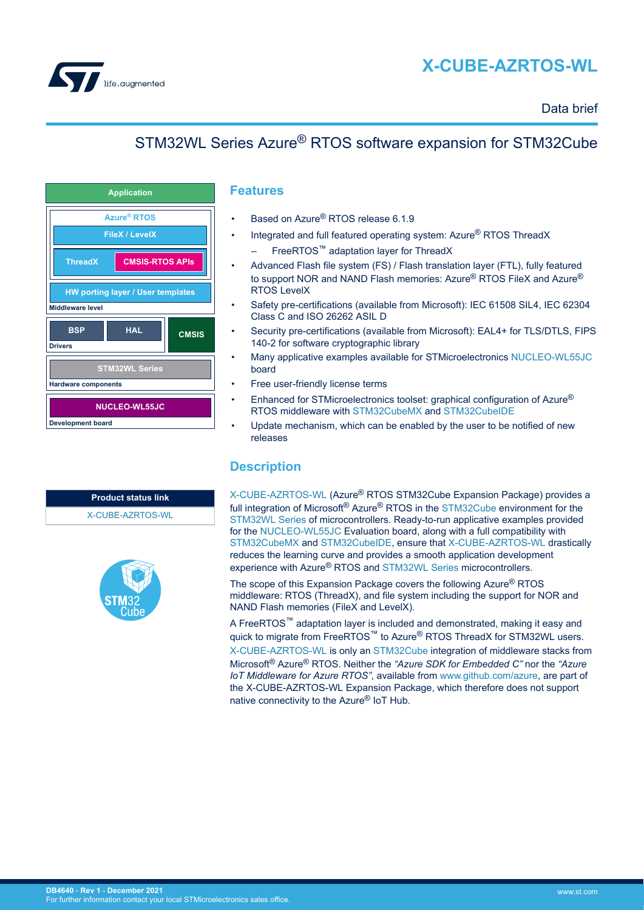# X-CUBE-AZRTOS-WL

Data brief

## STM32WL Series Azure® RTOS software expansion for STM32Cube

Application

Azure® RTOS

FileX / LevelX

ThreadX | CMSIS-RTOS APIs

HW porting layer / User templates

Middleware level

BSP | HAL | CMSIS

Drivers

STM32WL Series

Hardware components

NUCLEO-WL55JC

Development board

| Product status link |
| --- |
| X-CUBE-AZRTOS-WL |

## Features

- Based on Azure® RTOS release 6.1.9
- Integrated and full featured operating system: Azure® RTOS ThreadX
  - FreeRTOS™ adaptation layer for ThreadX
- Advanced Flash file system (FS) / Flash translation layer (FTL), fully featured to support NOR and NAND Flash memories: Azure® RTOS FileX and Azure® RTOS LevelX
- Safety pre-certifications (available from Microsoft): IEC 61508 SIL4, IEC 62304 Class C and ISO 26262 ASIL D
- Security pre-certifications (available from Microsoft): EAL4+ for TLS/DTLS, FIPS 140-2 for software cryptographic library
- Many applicative examples available for STMicroelectronics NUCLEO-WL55JC board
- Free user-friendly license terms
- Enhanced for STMicroelectronics toolset: graphical configuration of Azure® RTOS middleware with STM32CubeMX and STM32CubeIDE
- Update mechanism, which can be enabled by the user to be notified of new releases

## Description

X-CUBE-AZRTOS-WL (Azure® RTOS STM32Cube Expansion Package) provides a full integration of Microsoft® Azure® RTOS in the STM32Cube environment for the STM32WL Series of microcontrollers. Ready-to-run applicative examples provided for the NUCLEO-WL55JC Evaluation board, along with a full compatibility with STM32CubeMX and STM32CubeIDE, ensure that X-CUBE-AZRTOS-WL drastically reduces the learning curve and provides a smooth application development experience with Azure® RTOS and STM32WL Series microcontrollers.

The scope of this Expansion Package covers the following Azure® RTOS middleware: RTOS (ThreadX), and file system including the support for NOR and NAND Flash memories (FileX and LevelX).

A FreeRTOS™ adaptation layer is included and demonstrated, making it easy and quick to migrate from FreeRTOS™ to Azure® RTOS ThreadX for STM32WL users.

X-CUBE-AZRTOS-WL is only an STM32Cube integration of middleware stacks from Microsoft® Azure® RTOS. Neither the *"Azure SDK for Embedded C"* nor the *"Azure IoT Middleware for Azure RTOS"*, available from www.github.com/azure, are part of the X-CUBE-AZRTOS-WL Expansion Package, which therefore does not support native connectivity to the Azure® IoT Hub.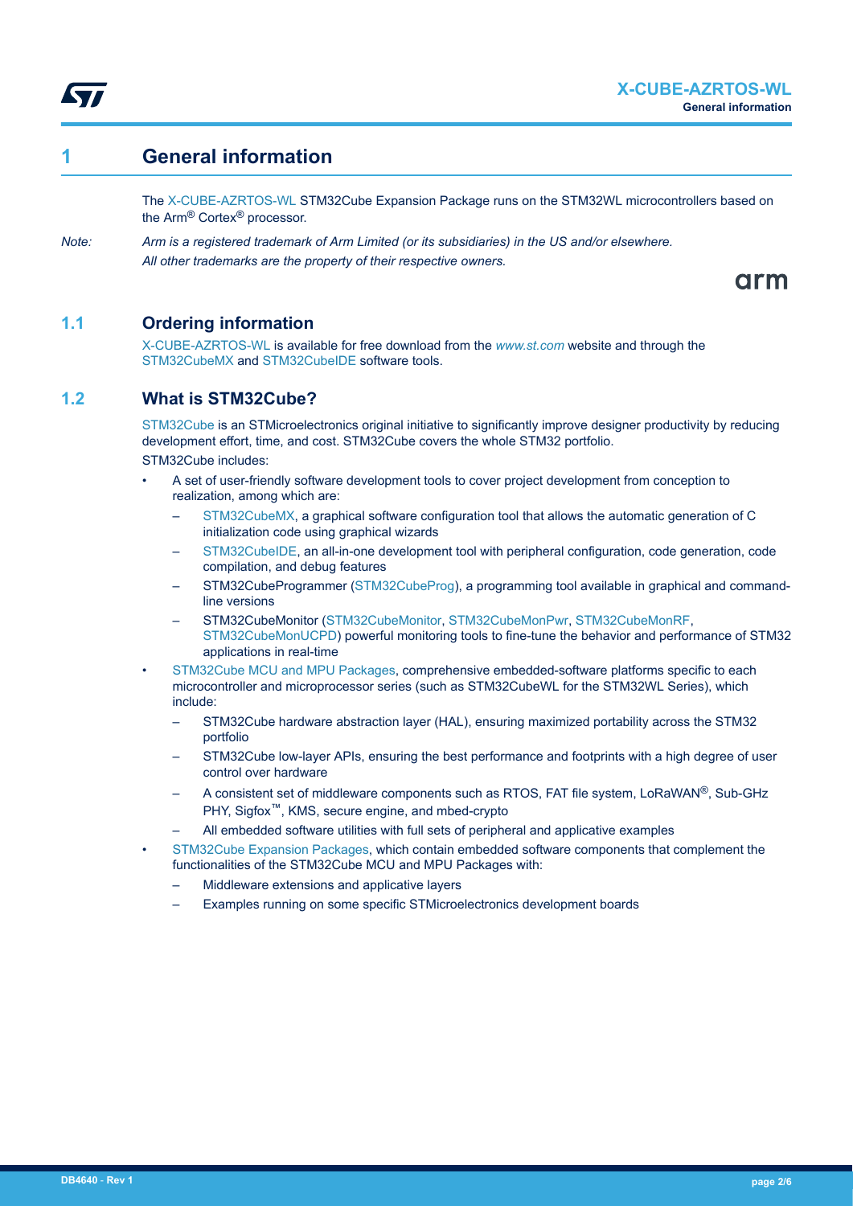# 1 General information

The X-CUBE-AZRTOS-WL STM32Cube Expansion Package runs on the STM32WL microcontrollers based on the Arm® Cortex® processor.

*Note: Arm is a registered trademark of Arm Limited (or its subsidiaries) in the US and/or elsewhere. All other trademarks are the property of their respective owners.*

## 1.1 Ordering information

X-CUBE-AZRTOS-WL is available for free download from the *www.st.com* website and through the STM32CubeMX and STM32CubeIDE software tools.

## 1.2 What is STM32Cube?

STM32Cube is an STMicroelectronics original initiative to significantly improve designer productivity by reducing development effort, time, and cost. STM32Cube covers the whole STM32 portfolio.

STM32Cube includes:

- A set of user-friendly software development tools to cover project development from conception to realization, among which are:
  - STM32CubeMX, a graphical software configuration tool that allows the automatic generation of C initialization code using graphical wizards
  - STM32CubeIDE, an all-in-one development tool with peripheral configuration, code generation, code compilation, and debug features
  - STM32CubeProgrammer (STM32CubeProg), a programming tool available in graphical and command-line versions
  - STM32CubeMonitor (STM32CubeMonitor, STM32CubeMonPwr, STM32CubeMonRF, STM32CubeMonUCPD) powerful monitoring tools to fine-tune the behavior and performance of STM32 applications in real-time
- STM32Cube MCU and MPU Packages, comprehensive embedded-software platforms specific to each microcontroller and microprocessor series (such as STM32CubeWL for the STM32WL Series), which include:
  - STM32Cube hardware abstraction layer (HAL), ensuring maximized portability across the STM32 portfolio
  - STM32Cube low-layer APIs, ensuring the best performance and footprints with a high degree of user control over hardware
  - A consistent set of middleware components such as RTOS, FAT file system, LoRaWAN®, Sub-GHz PHY, Sigfox™, KMS, secure engine, and mbed-crypto
  - All embedded software utilities with full sets of peripheral and applicative examples
- STM32Cube Expansion Packages, which contain embedded software components that complement the functionalities of the STM32Cube MCU and MPU Packages with:
  - Middleware extensions and applicative layers
  - Examples running on some specific STMicroelectronics development boards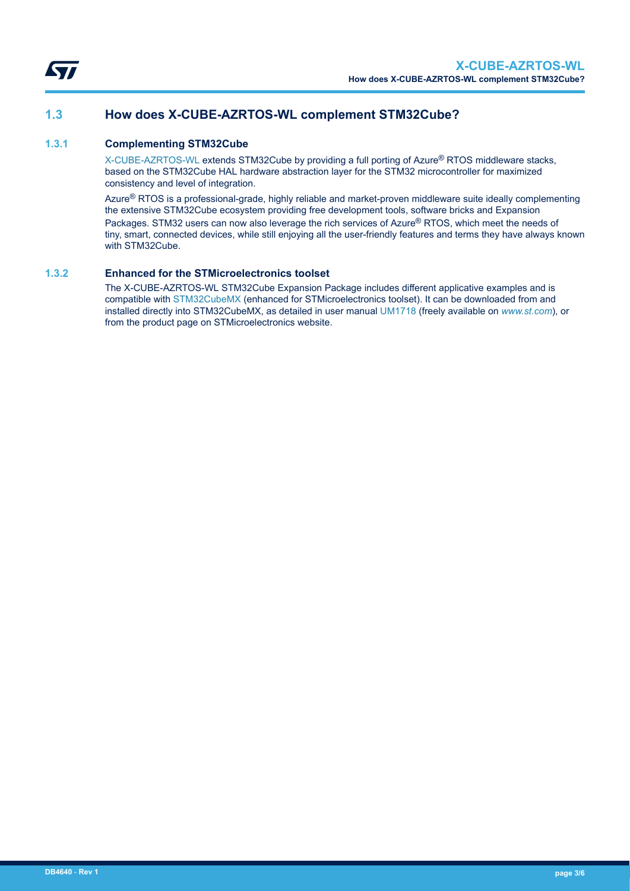## 1.3 How does X-CUBE-AZRTOS-WL complement STM32Cube?

### 1.3.1 Complementing STM32Cube

X-CUBE-AZRTOS-WL extends STM32Cube by providing a full porting of Azure® RTOS middleware stacks, based on the STM32Cube HAL hardware abstraction layer for the STM32 microcontroller for maximized consistency and level of integration.

Azure® RTOS is a professional-grade, highly reliable and market-proven middleware suite ideally complementing the extensive STM32Cube ecosystem providing free development tools, software bricks and Expansion Packages. STM32 users can now also leverage the rich services of Azure® RTOS, which meet the needs of tiny, smart, connected devices, while still enjoying all the user-friendly features and terms they have always known with STM32Cube.

### 1.3.2 Enhanced for the STMicroelectronics toolset

The X-CUBE-AZRTOS-WL STM32Cube Expansion Package includes different applicative examples and is compatible with STM32CubeMX (enhanced for STMicroelectronics toolset). It can be downloaded from and installed directly into STM32CubeMX, as detailed in user manual UM1718 (freely available on *www.st.com*), or from the product page on STMicroelectronics website.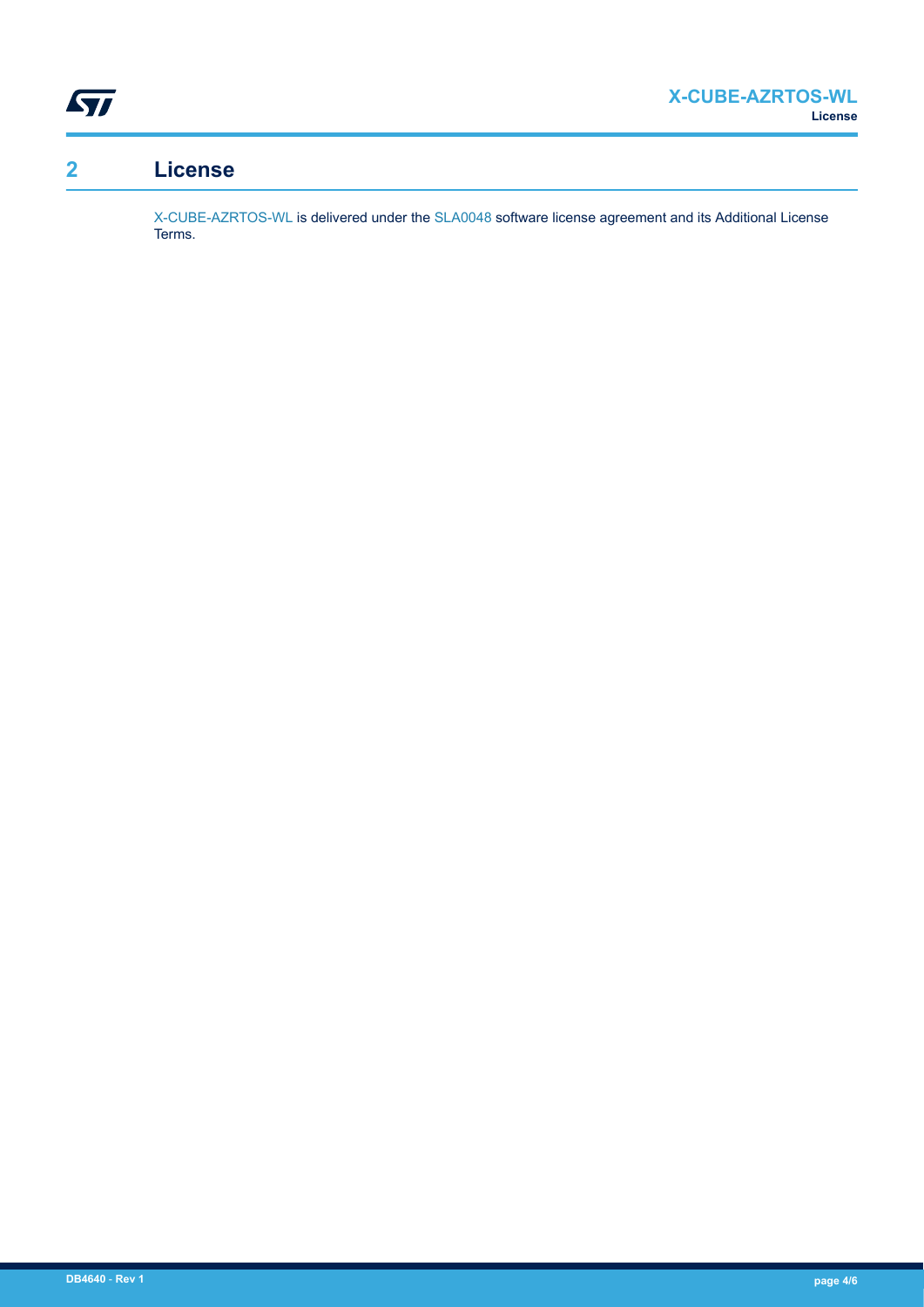# 2 License

X-CUBE-AZRTOS-WL is delivered under the SLA0048 software license agreement and its Additional License Terms.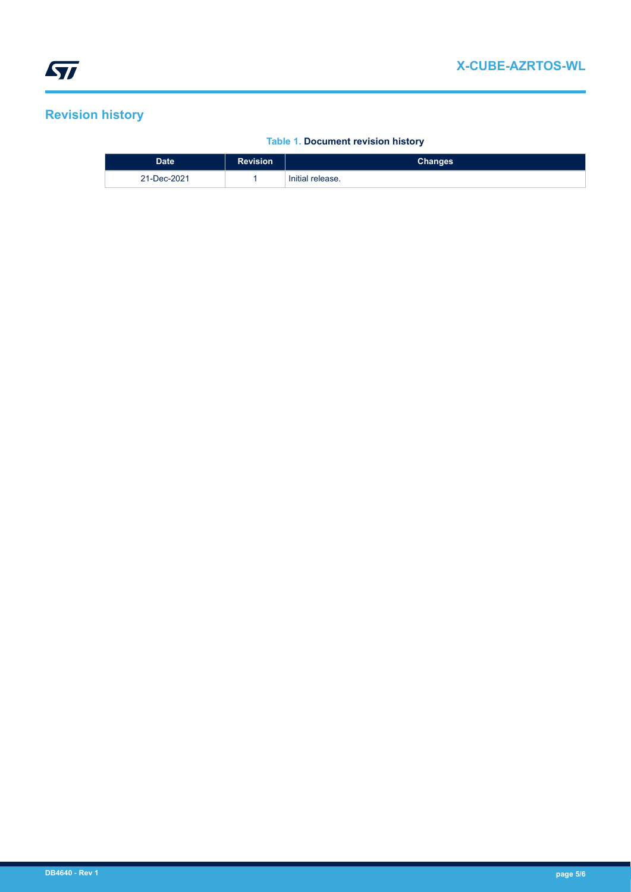## Revision history

**Table 1. Document revision history**

| Date | Revision | Changes |
|---|---|---|
| 21-Dec-2021 | 1 | Initial release. |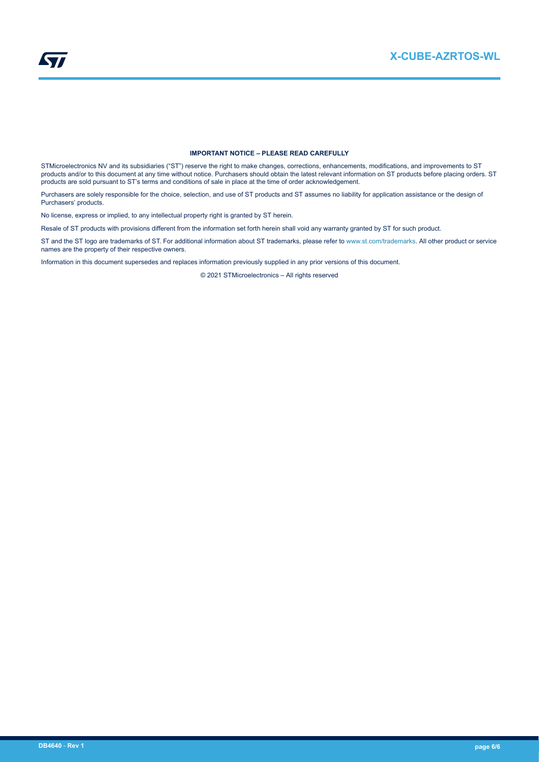**IMPORTANT NOTICE – PLEASE READ CAREFULLY**

STMicroelectronics NV and its subsidiaries ("ST") reserve the right to make changes, corrections, enhancements, modifications, and improvements to ST products and/or to this document at any time without notice. Purchasers should obtain the latest relevant information on ST products before placing orders. ST products are sold pursuant to ST's terms and conditions of sale in place at the time of order acknowledgement.

Purchasers are solely responsible for the choice, selection, and use of ST products and ST assumes no liability for application assistance or the design of Purchasers' products.

No license, express or implied, to any intellectual property right is granted by ST herein.

Resale of ST products with provisions different from the information set forth herein shall void any warranty granted by ST for such product.

ST and the ST logo are trademarks of ST. For additional information about ST trademarks, please refer to www.st.com/trademarks. All other product or service names are the property of their respective owners.

Information in this document supersedes and replaces information previously supplied in any prior versions of this document.

© 2021 STMicroelectronics – All rights reserved